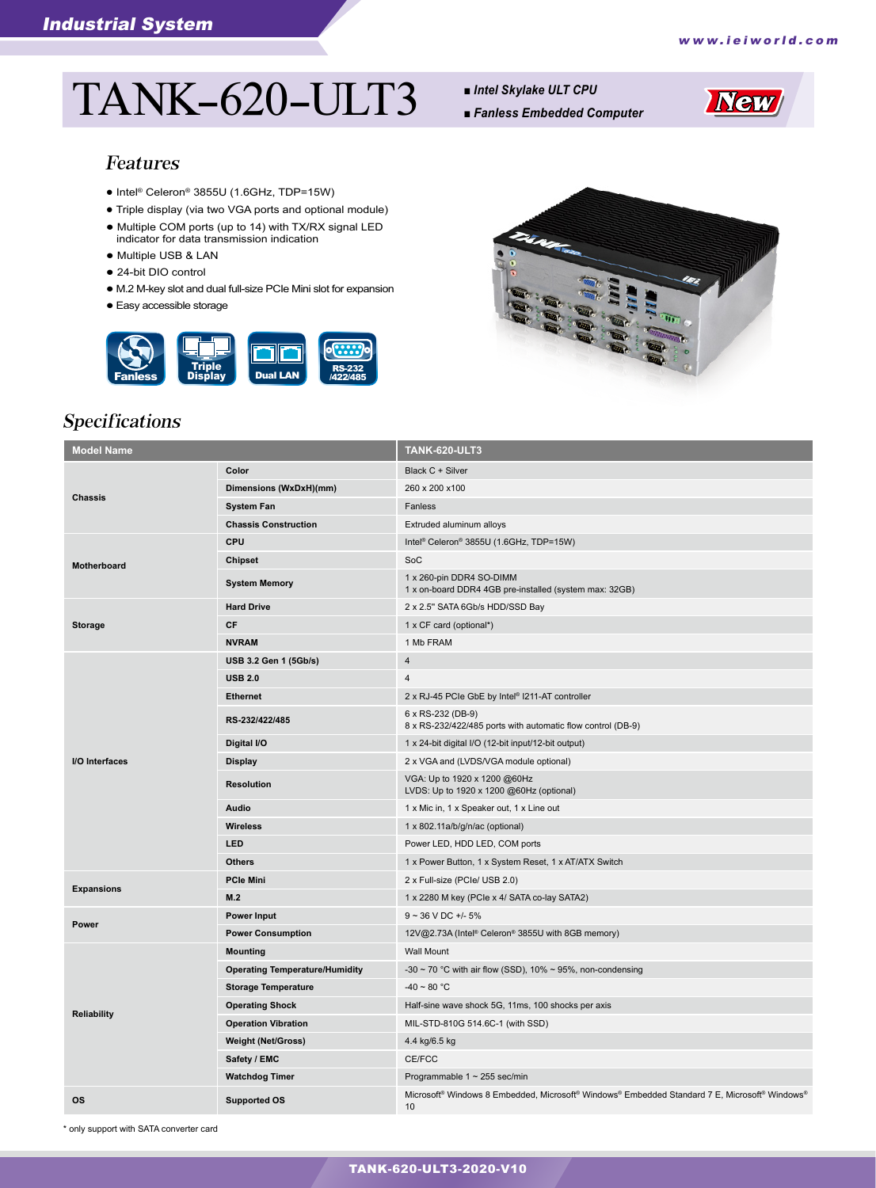Industrial System

# TANK-620-ULT3

- Intel Skylake ULT CPU
- Fanless Embedded Computer

New

## Features

- Intel® Celeron® 3855U (1.6GHz, TDP=15W)
- Triple display (via two VGA ports and optional module)
- Multiple COM ports (up to 14) with TX/RX signal LED indicator for data transmission indication
- Multiple USB & LAN
- 24-bit DIO control
- M.2 M-key slot and dual full-size PCIe Mini slot for expansion
- Easy accessible storage

Fanless | Triple Display | Dual LAN | RS-232/422/485

## Specifications

| Model Name | | TANK-620-ULT3 |
|---|---|---|
| Chassis | Color | Black C + Silver |
| | Dimensions (WxDxH)(mm) | 260 x 200 x100 |
| | System Fan | Fanless |
| | Chassis Construction | Extruded aluminum alloys |
| Motherboard | CPU | Intel® Celeron® 3855U (1.6GHz, TDP=15W) |
| | Chipset | SoC |
| | System Memory | 1 x 260-pin DDR4 SO-DIMM<br>1 x on-board DDR4 4GB pre-installed (system max: 32GB) |
| Storage | Hard Drive | 2 x 2.5" SATA 6Gb/s HDD/SSD Bay |
| | CF | 1 x CF card (optional*) |
| | NVRAM | 1 Mb FRAM |
| I/O Interfaces | USB 3.2 Gen 1 (5Gb/s) | 4 |
| | USB 2.0 | 4 |
| | Ethernet | 2 x RJ-45 PCIe GbE by Intel® I211-AT controller |
| | RS-232/422/485 | 6 x RS-232 (DB-9)<br>8 x RS-232/422/485 ports with automatic flow control (DB-9) |
| | Digital I/O | 1 x 24-bit digital I/O (12-bit input/12-bit output) |
| | Display | 2 x VGA and (LVDS/VGA module optional) |
| | Resolution | VGA: Up to 1920 x 1200 @60Hz<br>LVDS: Up to 1920 x 1200 @60Hz (optional) |
| | Audio | 1 x Mic in, 1 x Speaker out, 1 x Line out |
| | Wireless | 1 x 802.11a/b/g/n/ac (optional) |
| | LED | Power LED, HDD LED, COM ports |
| | Others | 1 x Power Button, 1 x System Reset, 1 x AT/ATX Switch |
| Expansions | PCIe Mini | 2 x Full-size (PCIe/ USB 2.0) |
| | M.2 | 1 x 2280 M key (PCIe x 4/ SATA co-lay SATA2) |
| Power | Power Input | 9 ~ 36 V DC +/- 5% |
| | Power Consumption | 12V@2.73A (Intel® Celeron® 3855U with 8GB memory) |
| Reliability | Mounting | Wall Mount |
| | Operating Temperature/Humidity | -30 ~ 70 °C with air flow (SSD), 10% ~ 95%, non-condensing |
| | Storage Temperature | -40 ~ 80 °C |
| | Operating Shock | Half-sine wave shock 5G, 11ms, 100 shocks per axis |
| | Operation Vibration | MIL-STD-810G 514.6C-1 (with SSD) |
| | Weight (Net/Gross) | 4.4 kg/6.5 kg |
| | Safety / EMC | CE/FCC |
| | Watchdog Timer | Programmable 1 ~ 255 sec/min |
| OS | Supported OS | Microsoft® Windows 8 Embedded, Microsoft® Windows® Embedded Standard 7 E, Microsoft® Windows® 10 |

* only support with SATA converter card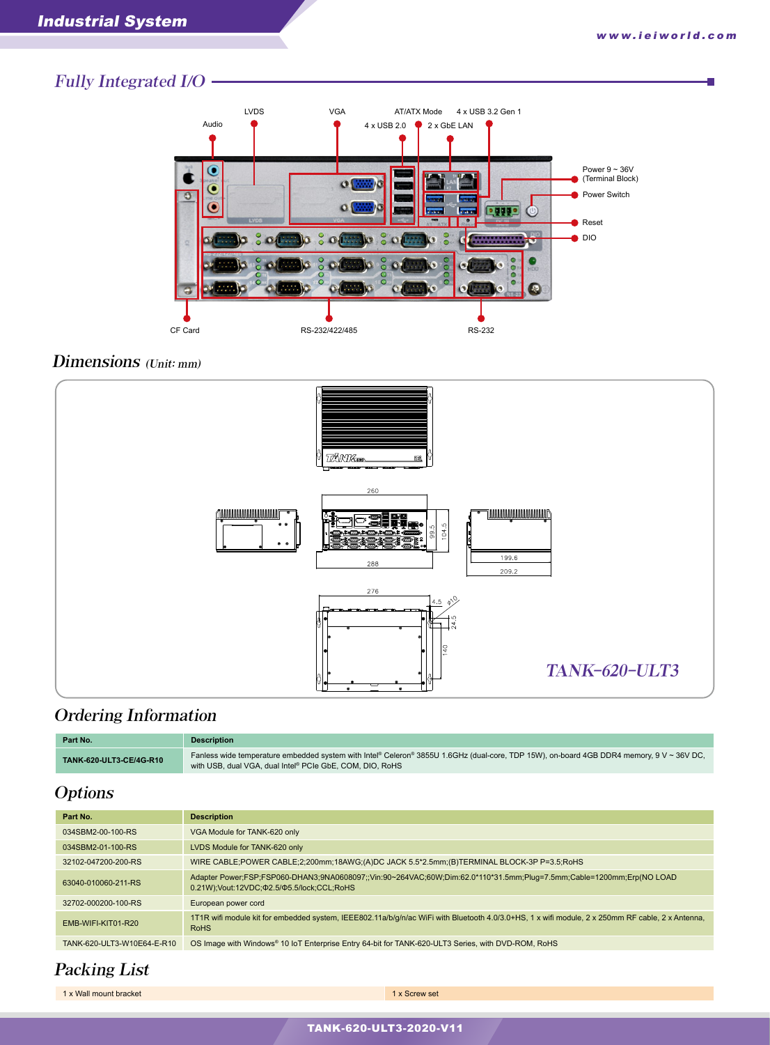## Fully Integrated I/O

Audio
LVDS
VGA
4 x USB 2.0
AT/ATX Mode
2 x GbE LAN
4 x USB 3.2 Gen 1
Power 9 ~ 36V (Terminal Block)
Power Switch
Reset
DIO
CF Card
RS-232/422/485
RS-232

## Dimensions (Unit: mm)

260
288
99.5
104.5
199.6
209.2
276
4.5
ø10
24.5
140

TANK-620-ULT3

## Ordering Information

| Part No. | Description |
|---|---|
| TANK-620-ULT3-CE/4G-R10 | Fanless wide temperature embedded system with Intel® Celeron® 3855U 1.6GHz (dual-core, TDP 15W), on-board 4GB DDR4 memory, 9 V ~ 36V DC, with USB, dual VGA, dual Intel® PCIe GbE, COM, DIO, RoHS |

## Options

| Part No. | Description |
|---|---|
| 034SBM2-00-100-RS | VGA Module for TANK-620 only |
| 034SBM2-01-100-RS | LVDS Module for TANK-620 only |
| 32102-047200-200-RS | WIRE CABLE;POWER CABLE;2;200mm;18AWG;(A)DC JACK 5.5*2.5mm;(B)TERMINAL BLOCK-3P P=3.5;RoHS |
| 63040-010060-211-RS | Adapter Power;FSP;FSP060-DHAN3;9NA0608097;;Vin:90~264VAC;60W;Dim:62.0*110*31.5mm;Plug=7.5mm;Cable=1200mm;Erp(NO LOAD 0.21W);Vout:12VDC;Φ2.5/Φ5.5/lock;CCL;RoHS |
| 32702-000200-100-RS | European power cord |
| EMB-WIFI-KIT01-R20 | 1T1R wifi module kit for embedded system, IEEE802.11a/b/g/n/ac WiFi with Bluetooth 4.0/3.0+HS, 1 x wifi module, 2 x 250mm RF cable, 2 x Antenna, RoHS |
| TANK-620-ULT3-W10E64-E-R10 | OS Image with Windows® 10 IoT Enterprise Entry 64-bit for TANK-620-ULT3 Series, with DVD-ROM, RoHS |

## Packing List

| | |
|---|---|
| 1 x Wall mount bracket | 1 x Screw set |